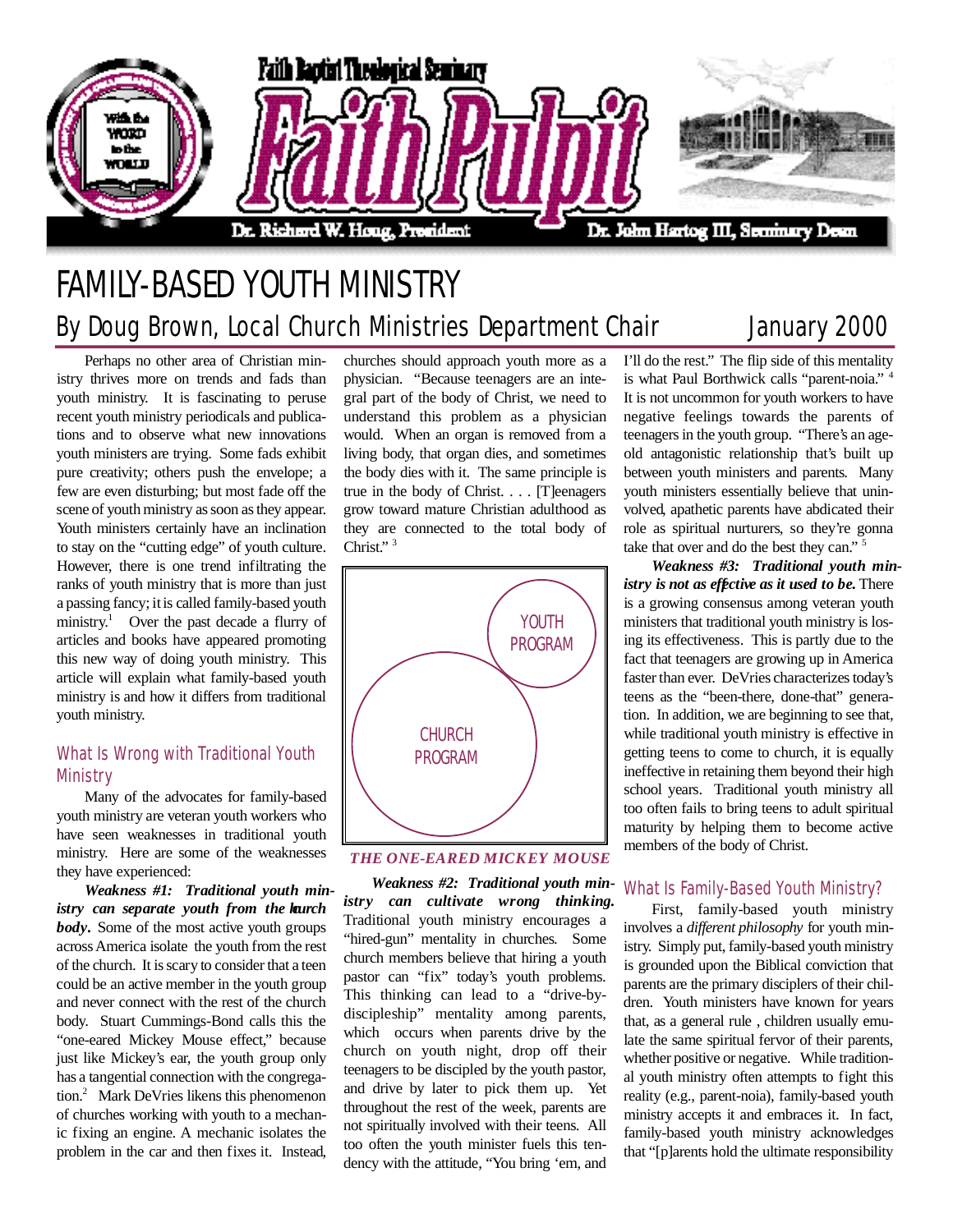Faith Baptist Theological Seminary

# Faith Pulpit

Dr. Richard W. Houg, President — Dr. John Hartog III, Seminary Dean

# FAMILY-BASED YOUTH MINISTRY

By Doug Brown, Local Church Ministries Department Chair — January 2000

Perhaps no other area of Christian ministry thrives more on trends and fads than youth ministry. It is fascinating to peruse recent youth ministry periodicals and publications and to observe what new innovations youth ministers are trying. Some fads exhibit pure creativity; others push the envelope; a few are even disturbing; but most fade off the scene of youth ministry as soon as they appear. Youth ministers certainly have an inclination to stay on the "cutting edge" of youth culture. However, there is one trend infiltrating the ranks of youth ministry that is more than just a passing fancy; it is called family-based youth ministry.[1] Over the past decade a flurry of articles and books have appeared promoting this new way of doing youth ministry. This article will explain what family-based youth ministry is and how it differs from traditional youth ministry.

## What Is Wrong with Traditional Youth Ministry

Many of the advocates for family-based youth ministry are veteran youth workers who have seen weaknesses in traditional youth ministry. Here are some of the weaknesses they have experienced:

***Weakness #1: Traditional youth ministry can separate youth from the church body.*** Some of the most active youth groups across America isolate the youth from the rest of the church. It is scary to consider that a teen could be an active member in the youth group and never connect with the rest of the church body. Stuart Cummings-Bond calls this the "one-eared Mickey Mouse effect," because just like Mickey's ear, the youth group only has a tangential connection with the congregation.[2] Mark DeVries likens this phenomenon of churches working with youth to a mechanic fixing an engine. A mechanic isolates the problem in the car and then fixes it. Instead, churches should approach youth more as a physician. "Because teenagers are an integral part of the body of Christ, we need to understand this problem as a physician would. When an organ is removed from a living body, that organ dies, and sometimes the body dies with it. The same principle is true in the body of Christ. . . . [T]eenagers grow toward mature Christian adulthood as they are connected to the total body of Christ."[3]

[Diagram: a large circle labeled "CHURCH PROGRAM" with a smaller circle labeled "YOUTH PROGRAM" attached tangentially at its upper right]

*THE ONE-EARED MICKEY MOUSE*

***Weakness #2: Traditional youth ministry can cultivate wrong thinking.*** Traditional youth ministry encourages a "hired-gun" mentality in churches. Some church members believe that hiring a youth pastor can "fix" today's youth problems. This thinking can lead to a "drive-by-discipleship" mentality among parents, which occurs when parents drive by the church on youth night, drop off their teenagers to be discipled by the youth pastor, and drive by later to pick them up. Yet throughout the rest of the week, parents are not spiritually involved with their teens. All too often the youth minister fuels this tendency with the attitude, "You bring 'em, and I'll do the rest." The flip side of this mentality is what Paul Borthwick calls "parent-noia."[4] It is not uncommon for youth workers to have negative feelings towards the parents of teenagers in the youth group. "There's an age-old antagonistic relationship that's built up between youth ministers and parents. Many youth ministers essentially believe that uninvolved, apathetic parents have abdicated their role as spiritual nurturers, so they're gonna take that over and do the best they can."[5]

***Weakness #3: Traditional youth ministry is not as effective as it used to be.*** There is a growing consensus among veteran youth ministers that traditional youth ministry is losing its effectiveness. This is partly due to the fact that teenagers are growing up in America faster than ever. DeVries characterizes today's teens as the "been-there, done-that" generation. In addition, we are beginning to see that, while traditional youth ministry is effective in getting teens to come to church, it is equally ineffective in retaining them beyond their high school years. Traditional youth ministry all too often fails to bring teens to adult spiritual maturity by helping them to become active members of the body of Christ.

## What Is Family-Based Youth Ministry?

First, family-based youth ministry involves a *different philosophy* for youth ministry. Simply put, family-based youth ministry is grounded upon the Biblical conviction that parents are the primary disciplers of their children. Youth ministers have known for years that, as a general rule , children usually emulate the same spiritual fervor of their parents, whether positive or negative. While traditional youth ministry often attempts to fight this reality (e.g., parent-noia), family-based youth ministry accepts it and embraces it. In fact, family-based youth ministry acknowledges that "[p]arents hold the ultimate responsibility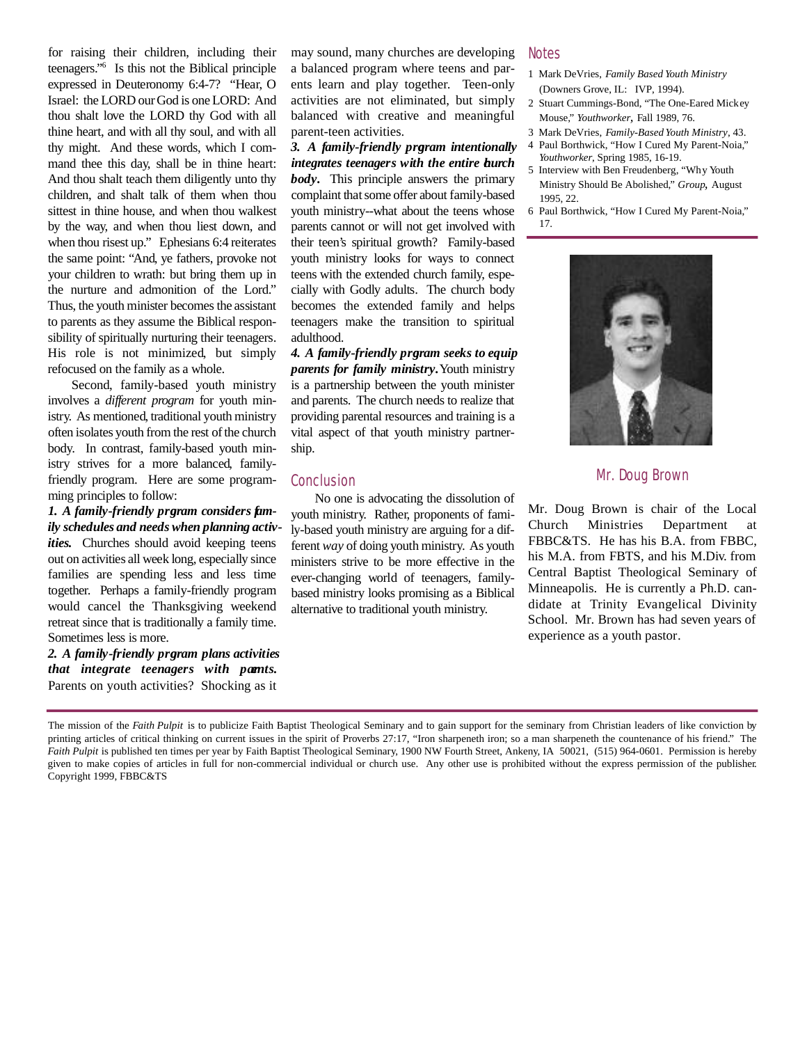for raising their children, including their teenagers."[6] Is this not the Biblical principle expressed in Deuteronomy 6:4-7? "Hear, O Israel: the LORD our God is one LORD: And thou shalt love the LORD thy God with all thine heart, and with all thy soul, and with all thy might. And these words, which I command thee this day, shall be in thine heart: And thou shalt teach them diligently unto thy children, and shalt talk of them when thou sittest in thine house, and when thou walkest by the way, and when thou liest down, and when thou risest up." Ephesians 6:4 reiterates the same point: "And, ye fathers, provoke not your children to wrath: but bring them up in the nurture and admonition of the Lord." Thus, the youth minister becomes the assistant to parents as they assume the Biblical responsibility of spiritually nurturing their teenagers. His role is not minimized, but simply refocused on the family as a whole.

Second, family-based youth ministry involves a *different program* for youth ministry. As mentioned, traditional youth ministry often isolates youth from the rest of the church body. In contrast, family-based youth ministry strives for a more balanced, family-friendly program. Here are some programming principles to follow:

***1. A family-friendly prgram considers family schedules and needs when planning activities.*** Churches should avoid keeping teens out on activities all week long, especially since families are spending less and less time together. Perhaps a family-friendly program would cancel the Thanksgiving weekend retreat since that is traditionally a family time. Sometimes less is more.

***2. A family-friendly prgram plans activities that integrate teenagers with parents.*** Parents on youth activities? Shocking as it may sound, many churches are developing a balanced program where teens and parents learn and play together. Teen-only activities are not eliminated, but simply balanced with creative and meaningful parent-teen activities.

***3. A family-friendly prgram intentionally integrates teenagers with the entire church body.*** This principle answers the primary complaint that some offer about family-based youth ministry--what about the teens whose parents cannot or will not get involved with their teen's spiritual growth? Family-based youth ministry looks for ways to connect teens with the extended church family, especially with Godly adults. The church body becomes the extended family and helps teenagers make the transition to spiritual adulthood.

***4. A family-friendly prgram seeks to equip parents for family ministry.*** Youth ministry is a partnership between the youth minister and parents. The church needs to realize that providing parental resources and training is a vital aspect of that youth ministry partnership.

## Conclusion

No one is advocating the dissolution of youth ministry. Rather, proponents of family-based youth ministry are arguing for a different *way* of doing youth ministry. As youth ministers strive to be more effective in the ever-changing world of teenagers, family-based ministry looks promising as a Biblical alternative to traditional youth ministry.

## Notes

1. Mark DeVries, *Family Based Youth Ministry* (Downers Grove, IL: IVP, 1994).
2. Stuart Cummings-Bond, "The One-Eared Mickey Mouse," *Youthworker*, Fall 1989, 76.
3. Mark DeVries, *Family-Based Youth Ministry*, 43.
4. Paul Borthwick, "How I Cured My Parent-Noia," *Youthworker*, Spring 1985, 16-19.
5. Interview with Ben Freudenberg, "Why Youth Ministry Should Be Abolished," *Group*, August 1995, 22.
6. Paul Borthwick, "How I Cured My Parent-Noia," 17.

## Mr. Doug Brown

Mr. Doug Brown is chair of the Local Church Ministries Department at FBBC&TS. He has his B.A. from FBBC, his M.A. from FBTS, and his M.Div. from Central Baptist Theological Seminary of Minneapolis. He is currently a Ph.D. candidate at Trinity Evangelical Divinity School. Mr. Brown has had seven years of experience as a youth pastor.

---

The mission of the *Faith Pulpit* is to publicize Faith Baptist Theological Seminary and to gain support for the seminary from Christian leaders of like conviction by printing articles of critical thinking on current issues in the spirit of Proverbs 27:17, "Iron sharpeneth iron; so a man sharpeneth the countenance of his friend." The *Faith Pulpit* is published ten times per year by Faith Baptist Theological Seminary, 1900 NW Fourth Street, Ankeny, IA 50021, (515) 964-0601. Permission is hereby given to make copies of articles in full for non-commercial individual or church use. Any other use is prohibited without the express permission of the publisher. Copyright 1999, FBBC&TS